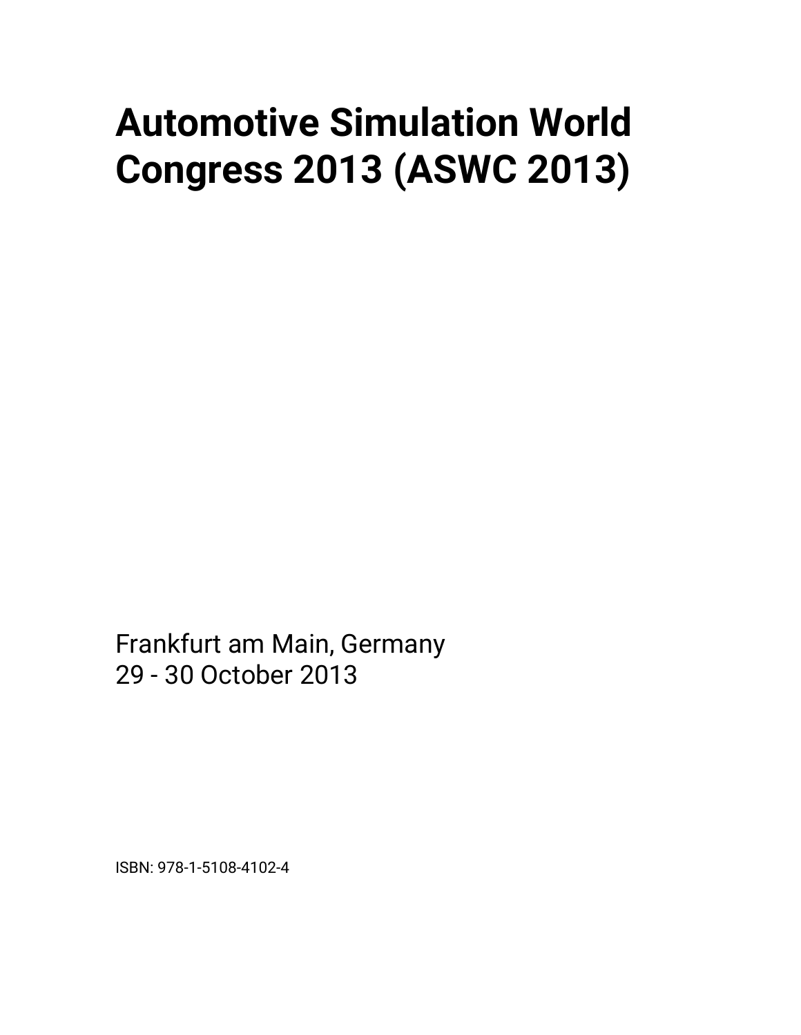# Automotive Simulation World Congress 2013 (ASWC 2013)

Frankfurt am Main, Germany
29 - 30 October 2013

ISBN: 978-1-5108-4102-4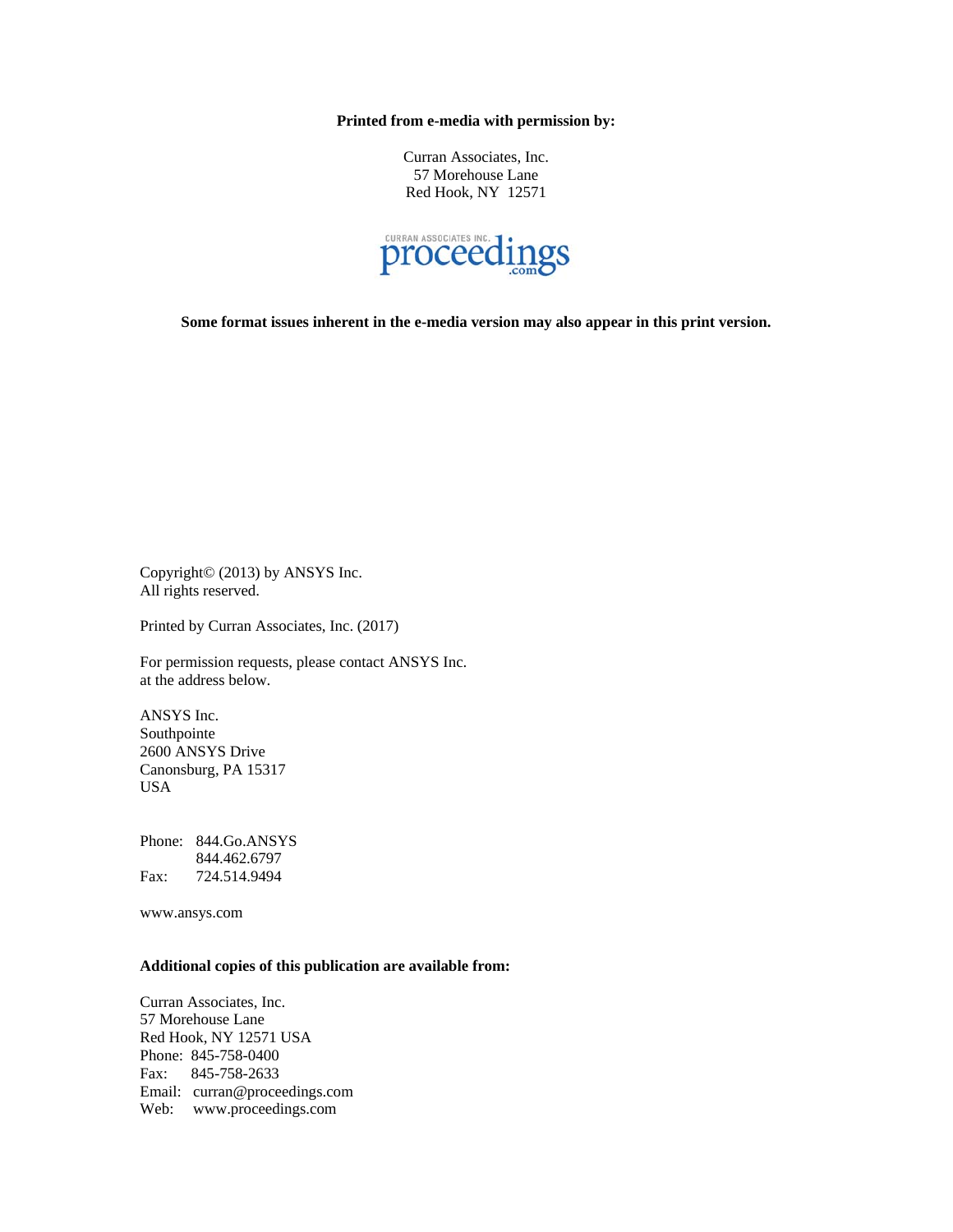**Printed from e-media with permission by:**

Curran Associates, Inc.
57 Morehouse Lane
Red Hook, NY 12571

**Some format issues inherent in the e-media version may also appear in this print version.**

Copyright© (2013) by ANSYS Inc.
All rights reserved.

Printed by Curran Associates, Inc. (2017)

For permission requests, please contact ANSYS Inc.
at the address below.

ANSYS Inc.
Southpointe
2600 ANSYS Drive
Canonsburg, PA 15317
USA

Phone: 844.Go.ANSYS
844.462.6797
Fax: 724.514.9494

www.ansys.com

**Additional copies of this publication are available from:**

Curran Associates, Inc.
57 Morehouse Lane
Red Hook, NY 12571 USA
Phone: 845-758-0400
Fax: 845-758-2633
Email: curran@proceedings.com
Web: www.proceedings.com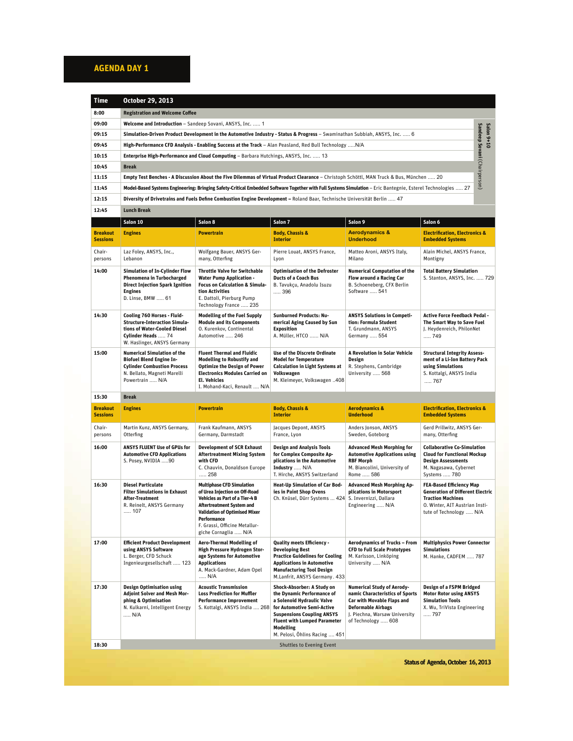# AGENDA DAY 1

| Time | October 29, 2013 |
|---|---|
| 8:00 | **Registration and Welcome Coffee** |
| 09:00 | **Welcome and Introduction** – Sandeep Sovani, ANSYS, Inc. ..... 1 |
| 09:15 | **Simulation-Driven Product Development in the Automotive Industry - Status & Progress** – Swaminathan Subbiah, ANSYS, Inc. ..... 6 |
| 09:45 | **High-Performance CFD Analysis - Enabling Success at the Track** – Alan Peasland, Red Bull Technology .....N/A |
| 10:15 | **Enterprise High-Performance and Cloud Computing** – Barbara Hutchings, ANSYS, Inc. ..... 13 |
| 10:45 | **Break** |
| 11:15 | **Empty Test Benches - A Discussion About the Five Dilemmas of Virtual Product Clearance** – Christoph Schöttl, MAN Truck & Bus, München ..... 20 |
| 11:45 | **Model-Based Systems Engineering: Bringing Safety-Critical Embedded Software Together with Full Systems Simulation** – Eric Bantegnie, Esterel Technologies ..... 27 |
| 12:15 | **Diversity of Drivetrains and Fuels Define Combustion Engine Development –** Roland Baar, Technische Universität Berlin ..... 47 |
| 12:45 | **Lunch Break** |

Salon 9+10, Sandeep Sovani (Chairperson)

| | Salon 10 | Salon 8 | Salon 7 | Salon 9 | Salon 6 |
|---|---|---|---|---|---|
| **Breakout Sessions** | **Engines** | **Powertrain** | **Body, Chassis & Interior** | **Aerodynamics & Underhood** | **Electrification, Electronics & Embedded Systems** |
| Chair-persons | Laz Foley, ANSYS, Inc., Lebanon | Wolfgang Bauer, ANSYS Germany, Otterfing | Pierre Louat, ANSYS France, Lyon | Matteo Aroni, ANSYS Italy, Milano | Alain Michel, ANSYS France, Montigny |
| 14:00 | **Simulation of In-Cylinder Flow Phenomena in Turbocharged Direct Injection Spark Ignition Engines** D. Linse, BMW ..... 61 | **Throttle Valve for Switchable Water Pump Application - Focus on Calculation & Simulation Activities** E. Dattoli, Pierburg Pump Technology France ..... 235 | **Optimisation of the Defroster Ducts of a Coach Bus** B. Tavukçu, Anadolu Isuzu ..... 396 | **Numerical Computation of the Flow around a Racing Car** B. Schoeneberg, CFX Berlin Software ..... 541 | **Total Battery Simulation** S. Stanton, ANSYS, Inc. ..... 729 |
| 14:30 | **Cooling 760 Horses - Fluid-Structure-Interaction Simulations of Water-Cooled Diesel Cylinder Heads** ..... 74 W. Haslinger, ANSYS Germany | **Modelling of the Fuel Supply Module and its Components** O. Kurenkov, Continental Automotive ..... 246 | **Sunburned Products: Numerical Aging Caused by Sun Exposition** A. Müller, HTCO ...... N/A | **ANSYS Solutions in Competition: Formula Student** T. Grundmann, ANSYS Germany ..... 554 | **Active Force Feedback Pedal - The Smart Way to Save Fuel** J. Heydenreich, PhilonNet ..... 749 |
| 15:00 | **Numerical Simulation of the Biofuel Blend Engine In-Cylinder Combustion Process** N. Bellato, Magneti Marelli Powertrain ..... N/A | **Fluent Thermal and Fluidic Modelling to Robustify and Optimize the Design of Power Electronics Modules Carried on El. Vehicles** I. Mohand-Kaci, Renault .... N/A | **Use of the Discrete Ordinate Model for Temperature Calculation in Light Systems at Volkswagen** M. Kleimeyer, Volkswagen ..408 | **A Revolution in Solar Vehicle Design** R. Stephens, Cambridge University ..... 568 | **Structural Integrity Assessment of a Li-Ion Battery Pack using Simulations** S. Kottalgi, ANSYS India ..... 767 |
| 15:30 | **Break** | | | | |
| **Breakout Sessions** | **Engines** | **Powertrain** | **Body, Chassis & Interior** | **Aerodynamics & Underhood** | **Electrification, Electronics & Embedded Systems** |
| Chair-persons | Martin Kunz, ANSYS Germany, Otterfing | Frank Kaufmann, ANSYS Germany, Darmstadt | Jacques Depont, ANSYS France, Lyon | Anders Jonson, ANSYS Sweden, Goteborg | Gerd Prillwitz, ANSYS Germany, Otterfing |
| 16:00 | **ANSYS FLUENT Use of GPUs for Automotive CFD Applications** S. Posey, NVIDIA .....90 | **Development of SCR Exhaust Aftertreatment Mixing System with CFD** C. Chauvin, Donaldson Europe ..... 258 | **Design and Analysis Tools for Complex Composite Applications in the Automotive Industry** ..... N/A T. Hirche, ANSYS Switzerland | **Advanced Mesh Morphing for Automotive Applications using RBF Morph** M. Biancolini, University of Rome ..... 586 | **Collaborative Co-Simulation Cloud for Functional Mockup Design Assessments** M. Nagasawa, Cybernet Systems ..... 780 |
| 16:30 | **Diesel Particulate Filter Simulations in Exhaust After-Treatment** R. Reinelt, ANSYS Germany ..... 107 | **Multiphase CFD Simulation of Urea Injection on Off-Road Vehicles as Part of a Tier-4 B Aftertreatment System and Validation of Optimised Mixer Performance** F. Grassi, Officine Metallurgiche Cornaglia ..... N/A | **Heat-Up Simulation of Car Bodies in Paint Shop Ovens** Ch. Knüsel, Dürr Systems .... 424 | **Advanced Mesh Morphing Applications in Motorsport** S. Invernizzi, Dallara Engineering ..... N/A | **FEA-Based Efficiency Map Generation of Different Electric Traction Machines** O. Winter, AIT Austrian Institute of Technology ..... N/A |
| 17:00 | **Efficient Product Development using ANSYS Software** L. Berger, CFD Schuck Ingenieurgesellschaft ..... 123 | **Aero-Thermal Modelling of High Pressure Hydrogen Storage Systems for Automotive Applications** A. Mack-Gardner, Adam Opel ..... N/A | **Quality meets Efficiency - Developing Best Practice Guidelines for Cooling Applications in Automotive Manufacturing Tool Design** M.Lanfrit, ANSYS Germany . 433 | **Aerodynamics of Trucks – From CFD to Full Scale Prototypes** M. Karlsson, Linköping University ..... N/A | **Multiphysics Power Connector Simulations** M. Hanke, CADFEM ..... 787 |
| 17:30 | **Design Optimisation using Adjoint Solver and Mesh Morphing & Optimisation** N. Kulkarni, Intelligent Energy ..... N/A | **Acoustic Transmission Loss Prediction for Muffler Performance Improvement** S. Kottalgi, ANSYS India .... 268 | **Shock-Absorber: A Study on the Dynamic Performance of a Solenoid Hydraulic Valve for Automotive Semi-Active Suspensions Coupling ANSYS Fluent with Lumped Parameter Modelling** M. Pelosi, Öhlins Racing .... 451 | **Numerical Study of Aerodynamic Characteristics of Sports Car with Movable Flaps and Deformable Airbags** J. Piechna, Warsaw University of Technology ..... 608 | **Design of a FSPM Bridged Motor Rotor using ANSYS Simulation Tools** X. Wu, TriVista Engineering ..... 797 |
| 18:30 | Shuttles to Evening Event | | | | |

**Status of Agenda, October 16, 2013**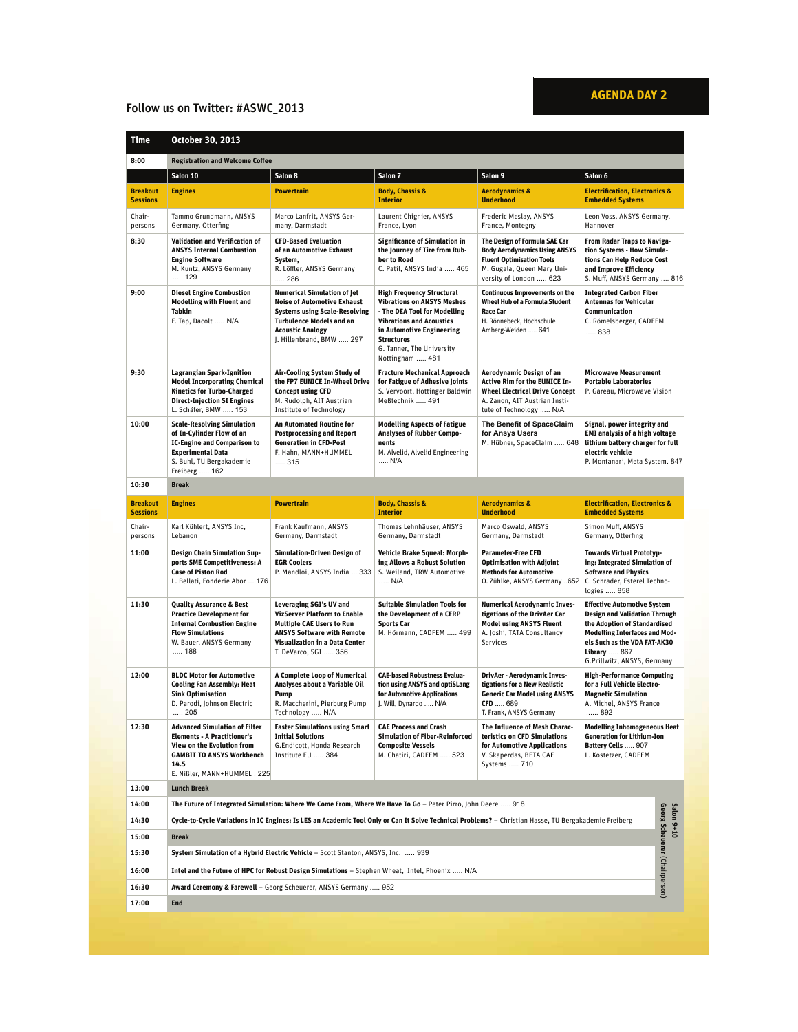**AGENDA DAY 2**

Follow us on Twitter: #ASWC_2013

| Time | October 30, 2013 | | | | |
|---|---|---|---|---|---|
| 8:00 | **Registration and Welcome Coffee** | | | | |
| | **Salon 10** | **Salon 8** | **Salon 7** | **Salon 9** | **Salon 6** |
| **Breakout Sessions** | **Engines** | **Powertrain** | **Body, Chassis & Interior** | **Aerodynamics & Underhood** | **Electrification, Electronics & Embedded Systems** |
| Chair-persons | Tammo Grundmann, ANSYS Germany, Otterfing | Marco Lanfrit, ANSYS Germany, Darmstadt | Laurent Chignier, ANSYS France, Lyon | Frederic Meslay, ANSYS France, Montegny | Leon Voss, ANSYS Germany, Hannover |
| 8:30 | **Validation and Verification of ANSYS Internal Combustion Engine Software** M. Kuntz, ANSYS Germany ..... 129 | **CFD-Based Evaluation of an Automotive Exhaust System,** R. Löffler, ANSYS Germany ..... 286 | **Significance of Simulation in the Journey of Tire from Rubber to Road** C. Patil, ANSYS India ..... 465 | **The Design of Formula SAE Car Body Aerodynamics Using ANSYS Fluent Optimisation Tools** M. Gugala, Queen Mary University of London ..... 623 | **From Radar Traps to Navigation Systems - How Simulations Can Help Reduce Cost and Improve Efficiency** S. Muff, ANSYS Germany .... 816 |
| 9:00 | **Diesel Engine Combustion Modelling with Fluent and Tabkin** F. Tap, Dacolt ..... N/A | **Numerical Simulation of Jet Noise of Automotive Exhaust Systems using Scale-Resolving Turbulence Models and an Acoustic Analogy** J. Hillenbrand, BMW ..... 297 | **High Frequency Structural Vibrations on ANSYS Meshes - The DEA Tool for Modelling Vibrations and Acoustics in Automotive Engineering Structures** G. Tanner, The University Nottingham ..... 481 | **Continuous Improvements on the Wheel Hub of a Formula Student Race Car** H. Rönnebeck, Hochschule Amberg-Weiden ..... 641 | **Integrated Carbon Fiber Antennas for Vehicular Communication** C. Römelsberger, CADFEM ..... 838 |
| 9:30 | **Lagrangian Spark-Ignition Model Incorporating Chemical Kinetics for Turbo-Charged Direct-Injection SI Engines** L. Schäfer, BMW ..... 153 | **Air-Cooling System Study of the FP7 EUNICE In-Wheel Drive Concept using CFD** M. Rudolph, AIT Austrian Institute of Technology | **Fracture Mechanical Approach for Fatigue of Adhesive Joints** S. Vervoort, Hottinger Baldwin Meßtechnik ..... 491 | **Aerodynamic Design of an Active Rim for the EUNICE In-Wheel Electrical Drive Concept** A. Zanon, AIT Austrian Institute of Technology ..... N/A | **Microwave Measurement Portable Laboratories** P. Gareau, Microwave Vision |
| 10:00 | **Scale-Resolving Simulation of In-Cylinder Flow of an IC-Engine and Comparison to Experimental Data** S. Buhl, TU Bergakademie Freiberg ..... 162 | **An Automated Routine for Postprocessing and Report Generation in CFD-Post** F. Hahn, MANN+HUMMEL ..... 315 | **Modelling Aspects of Fatigue Analyses of Rubber Components** M. Alvelid, Alvelid Engineering ..... N/A | **The Benefit of SpaceClaim for Ansys Users** M. Hübner, SpaceClaim ..... 648 | **Signal, power integrity and EMI analysis of a high voltage lithium battery charger for full electric vehicle** P. Montanari, Meta System. 847 |
| 10:30 | **Break** | | | | |
| **Breakout Sessions** | **Engines** | **Powertrain** | **Body, Chassis & Interior** | **Aerodynamics & Underhood** | **Electrification, Electronics & Embedded Systems** |
| Chair-persons | Karl Kühlert, ANSYS Inc, Lebanon | Frank Kaufmann, ANSYS Germany, Darmstadt | Thomas Lehnhäuser, ANSYS Germany, Darmstadt | Marco Oswald, ANSYS Germany, Darmstadt | Simon Muff, ANSYS Germany, Otterfing |
| 11:00 | **Design Chain Simulation Supports SME Competitiveness: A Case of Piston Rod** L. Bellati, Fonderie Abor ... 176 | **Simulation-Driven Design of EGR Coolers** P. Mandloi, ANSYS India ... 333 | **Vehicle Brake Squeal: Morphing Allows a Robust Solution** S. Weiland, TRW Automotive ..... N/A | **Parameter-Free CFD Optimisation with Adjoint Methods for Automotive** O. Zühlke, ANSYS Germany ..652 | **Towards Virtual Prototyping: Integrated Simulation of Software and Physics** C. Schrader, Esterel Technologies ..... 858 |
| 11:30 | **Quality Assurance & Best Practice Development for Internal Combustion Engine Flow Simulations** W. Bauer, ANSYS Germany ..... 188 | **Leveraging SGI's UV and VizServer Platform to Enable Multiple CAE Users to Run ANSYS Software with Remote Visualization in a Data Center** T. DeVarco, SGI ..... 356 | **Suitable Simulation Tools for the Development of a CFRP Sports Car** M. Hörmann, CADFEM ..... 499 | **Numerical Aerodynamic Investigations of the DrivAer Car Model using ANSYS Fluent** A. Joshi, TATA Consultancy Services | **Effective Automotive System Design and Validation Through the Adoption of Standardised Modelling Interfaces and Models Such as the VDA FAT-AK30 Library** ..... 867 G.Prillwitz, ANSYS, Germany |
| 12:00 | **BLDC Motor for Automotive Cooling Fan Assembly: Heat Sink Optimisation** D. Parodi, Johnson Electric ..... 205 | **A Complete Loop of Numerical Analyses about a Variable Oil Pump** R. Maccherini, Pierburg Pump Technology ..... N/A | **CAE-based Robustness Evaluation using ANSYS and optiSLang for Automotive Applications** J. Will, Dynardo ..... N/A | **DrivAer - Aerodynamic Investigations for a New Realistic Generic Car Model using ANSYS CFD** ..... 689 T. Frank, ANSYS Germany | **High-Performance Computing for a Full Vehicle Electro-Magnetic Simulation** A. Michel, ANSYS France ..... 892 |
| 12:30 | **Advanced Simulation of Filter Elements - A Practitioner's View on the Evolution from GAMBIT TO ANSYS Workbench 14.5** E. Nißler, MANN+HUMMEL . 225 | **Faster Simulations using Smart Initial Solutions** G.Endicott, Honda Research Institute EU ..... 384 | **CAE Process and Crash Simulation of Fiber-Reinforced Composite Vessels** M. Chatiri, CADFEM ..... 523 | **The Influence of Mesh Characteristics on CFD Simulations for Automotive Applications** V. Skaperdas, BETA CAE Systems ..... 710 | **Modelling Inhomogeneous Heat Generation for Lithium-Ion Battery Cells** ..... 907 L. Kostetzer, CADFEM |
| 13:00 | **Lunch Break** | | | | |
| 14:00 | **The Future of Integrated Simulation: Where We Come From, Where We Have To Go** – Peter Pirro, John Deere ..... 918 | | | | |
| 14:30 | **Cycle-to-Cycle Variations in IC Engines: Is LES an Academic Tool Only or Can It Solve Technical Problems?** – Christian Hasse, TU Bergakademie Freiberg | | | | |
| 15:00 | **Break** | | | | |
| 15:30 | **System Simulation of a Hybrid Electric Vehicle** – Scott Stanton, ANSYS, Inc. ..... 939 | | | | |
| 16:00 | **Intel and the Future of HPC for Robust Design Simulations** – Stephen Wheat, Intel, Phoenix ..... N/A | | | | |
| 16:30 | **Award Ceremony & Farewell** – Georg Scheuerer, ANSYS Germany ..... 952 | | | | |
| 17:00 | **End** | | | | |

**Salon 9+10**
Georg Scheuerer (Chairperson)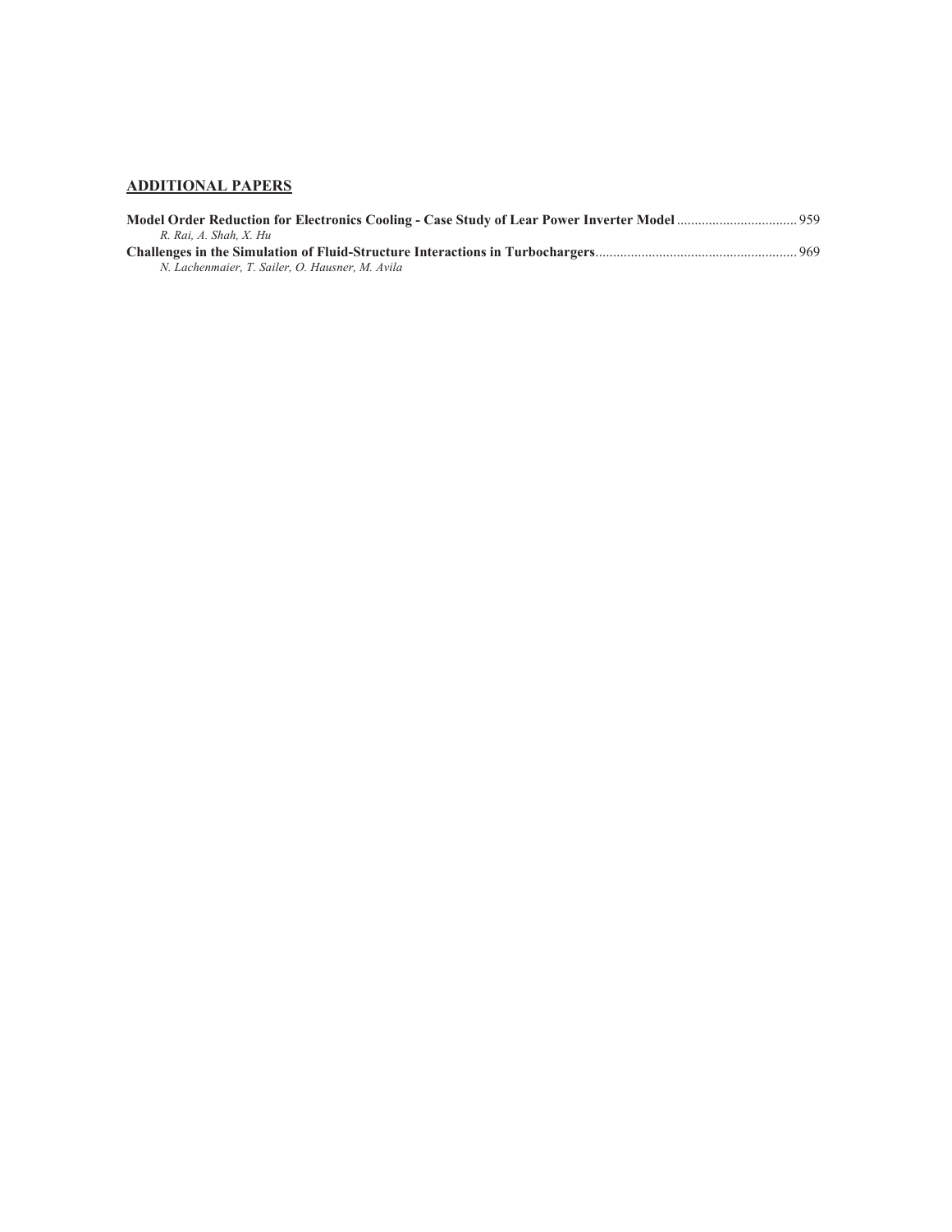## ADDITIONAL PAPERS

**Model Order Reduction for Electronics Cooling - Case Study of Lear Power Inverter Model** .................................. 959
*R. Rai, A. Shah, X. Hu*

**Challenges in the Simulation of Fluid-Structure Interactions in Turbochargers** ......................................................... 969
*N. Lachenmaier, T. Sailer, O. Hausner, M. Avila*